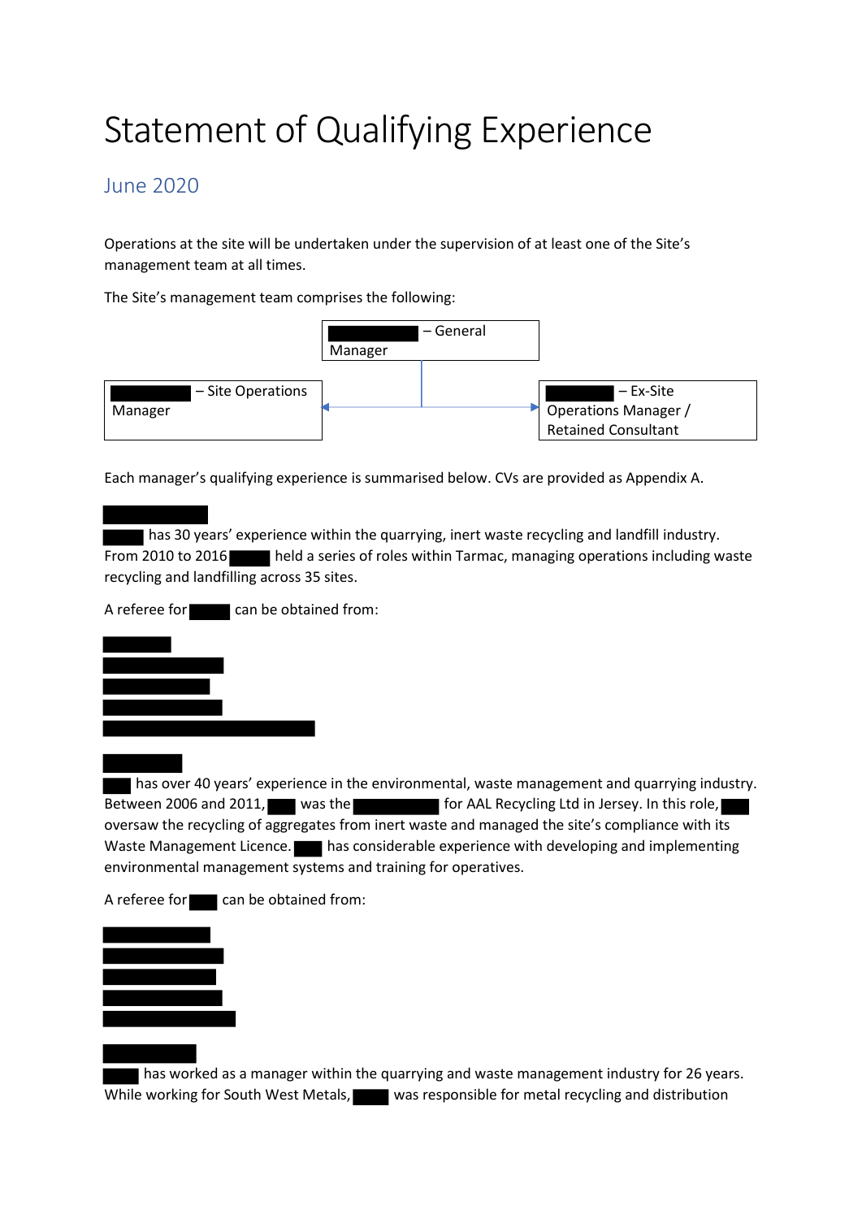# Statement of Qualifying Experience

## June 2020

Operations at the site will be undertaken under the supervision of at least one of the Site's management team at all times.

The Site's management team comprises the following:

- ███ – General Manager
- ███ – Site Operations Manager
- ███ – Ex-Site Operations Manager / Retained Consultant

Each manager's qualifying experience is summarised below. CVs are provided as Appendix A.

███

███ has 30 years' experience within the quarrying, inert waste recycling and landfill industry. From 2010 to 2016 ███ held a series of roles within Tarmac, managing operations including waste recycling and landfilling across 35 sites.

A referee for ███ can be obtained from:

███
███
███
███
███

███

███ has over 40 years' experience in the environmental, waste management and quarrying industry. Between 2006 and 2011, ███ was the ███ for AAL Recycling Ltd in Jersey. In this role, ███ oversaw the recycling of aggregates from inert waste and managed the site's compliance with its Waste Management Licence. ███ has considerable experience with developing and implementing environmental management systems and training for operatives.

A referee for ███ can be obtained from:

███
███
███
███
███

███

███ has worked as a manager within the quarrying and waste management industry for 26 years. While working for South West Metals, ███ was responsible for metal recycling and distribution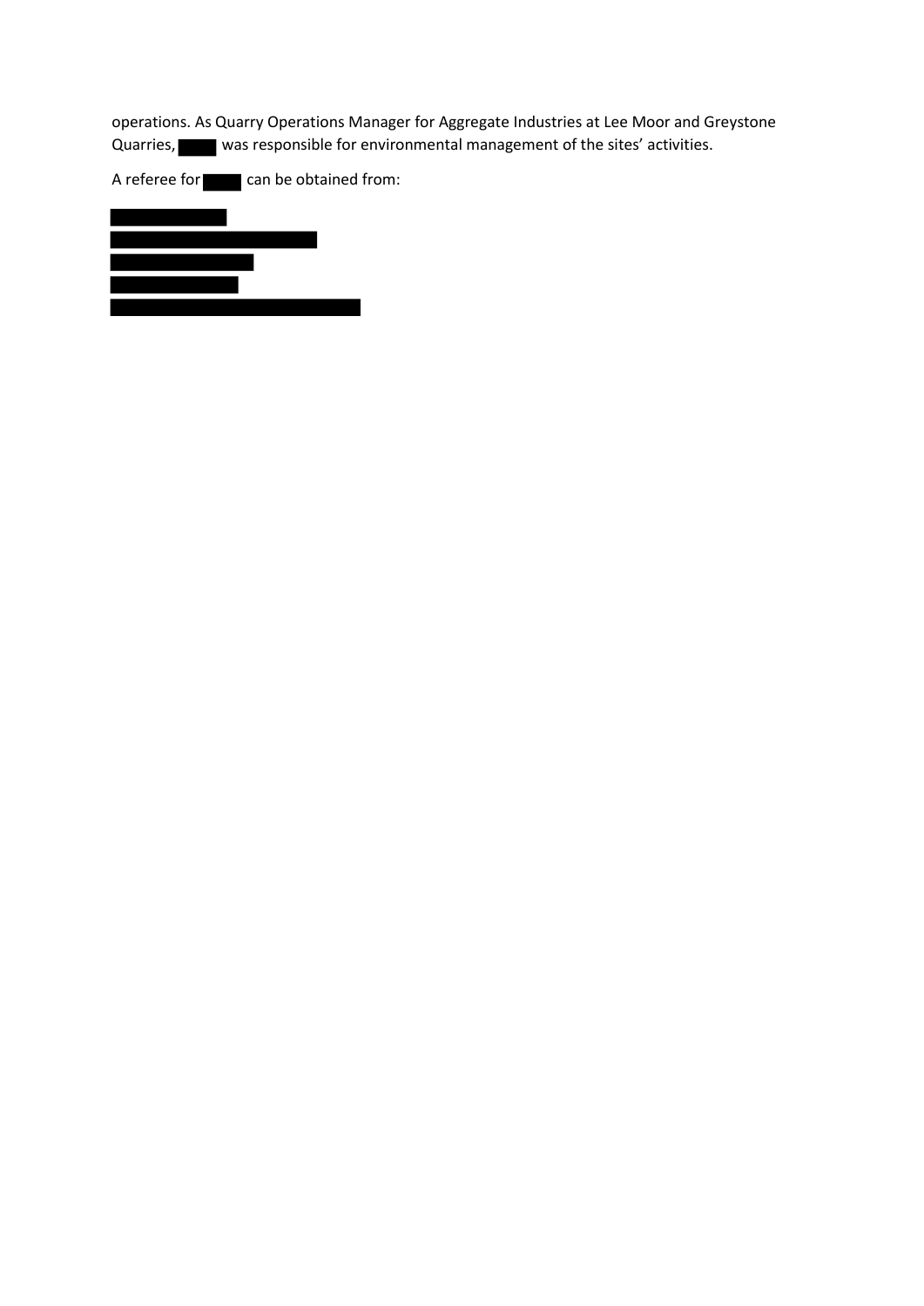operations. As Quarry Operations Manager for Aggregate Industries at Lee Moor and Greystone Quarries, ████ was responsible for environmental management of the sites' activities.

A referee for ████ can be obtained from:

██████████
██████████████████
████████████
███████████
██████████████████████